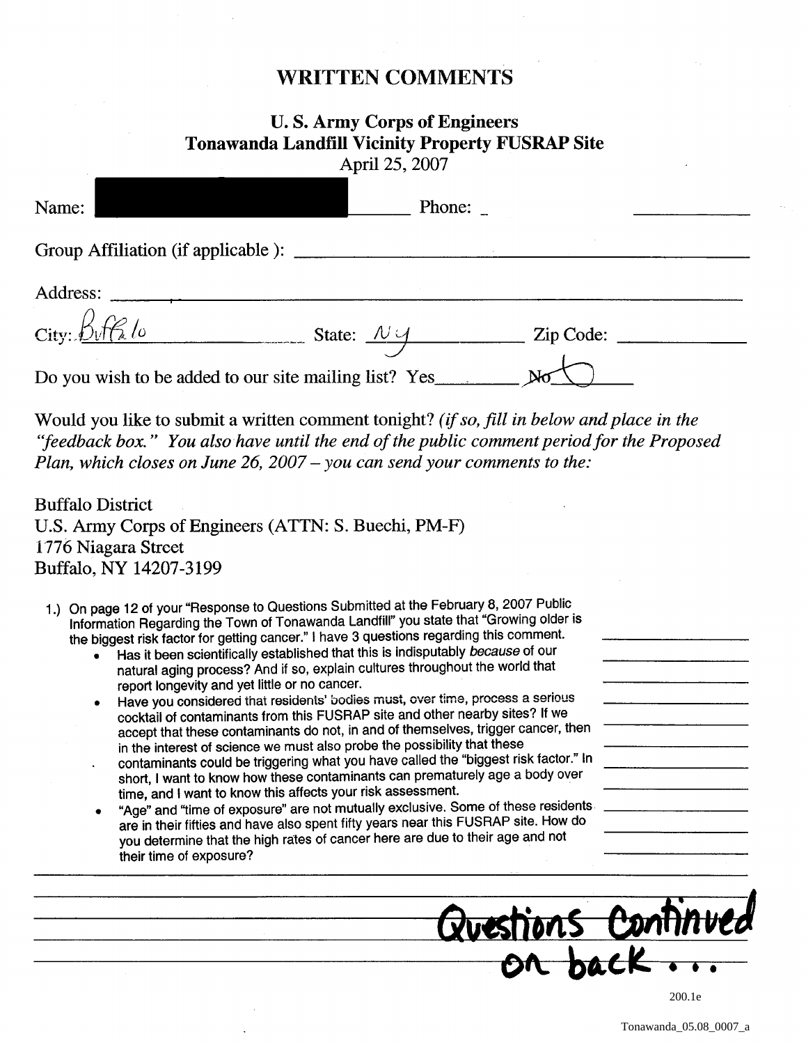# WRITTEN COMMENTS

## U. S. Army Corps of Engineers
## Tonawanda Landfill Vicinity Property FUSRAP Site

April 25, 2007

Name: ████████ Phone: ____

Group Affiliation (if applicable): ____

Address: ____

City: Buffalo State: NY Zip Code: ____

Do you wish to be added to our site mailing list? Yes____ No ◯

Would you like to submit a written comment tonight? *(if so, fill in below and place in the "feedback box." You also have until the end of the public comment period for the Proposed Plan, which closes on June 26, 2007 – you can send your comments to the:*

Buffalo District
U.S. Army Corps of Engineers (ATTN: S. Buechi, PM-F)
1776 Niagara Street
Buffalo, NY 14207-3199

1.) On page 12 of your "Response to Questions Submitted at the February 8, 2007 Public Information Regarding the Town of Tonawanda Landfill" you state that "Growing older is the biggest risk factor for getting cancer." I have 3 questions regarding this comment.

- Has it been scientifically established that this is indisputably *because* of our natural aging process? And if so, explain cultures throughout the world that report longevity and yet little or no cancer.
- Have you considered that residents' bodies must, over time, process a serious cocktail of contaminants from this FUSRAP site and other nearby sites? If we accept that these contaminants do not, in and of themselves, trigger cancer, then in the interest of science we must also probe the possibility that these contaminants could be triggering what you have called the "biggest risk factor." In short, I want to know how these contaminants can prematurely age a body over time, and I want to know this affects your risk assessment.
- "Age" and "time of exposure" are not mutually exclusive. Some of these residents are in their fifties and have also spent fifty years near this FUSRAP site. How do you determine that the high rates of cancer here are due to their age and not their time of exposure?

Questions continued on back...

200.1e

Tonawanda_05.08_0007_a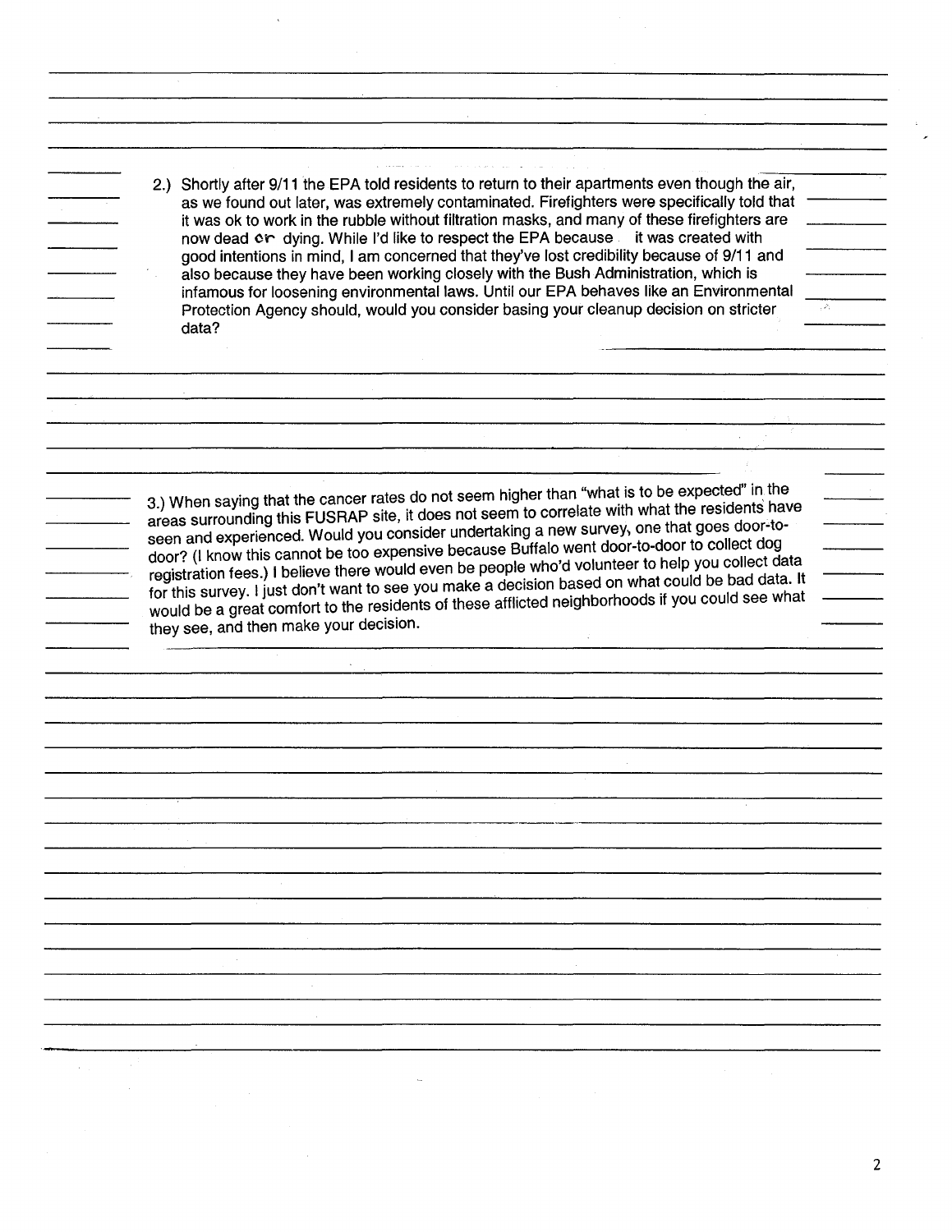2.) Shortly after 9/11 the EPA told residents to return to their apartments even though the air, as we found out later, was extremely contaminated. Firefighters were specifically told that it was ok to work in the rubble without filtration masks, and many of these firefighters are now dead or dying. While I'd like to respect the EPA because it was created with good intentions in mind, I am concerned that they've lost credibility because of 9/11 and also because they have been working closely with the Bush Administration, which is infamous for loosening environmental laws. Until our EPA behaves like an Environmental Protection Agency should, would you consider basing your cleanup decision on stricter data?

3.) When saying that the cancer rates do not seem higher than "what is to be expected" in the areas surrounding this FUSRAP site, it does not seem to correlate with what the residents have seen and experienced. Would you consider undertaking a new survey, one that goes door-to-door? (I know this cannot be too expensive because Buffalo went door-to-door to collect dog registration fees.) I believe there would even be people who'd volunteer to help you collect data for this survey. I just don't want to see you make a decision based on what could be bad data. It would be a great comfort to the residents of these afflicted neighborhoods if you could see what they see, and then make your decision.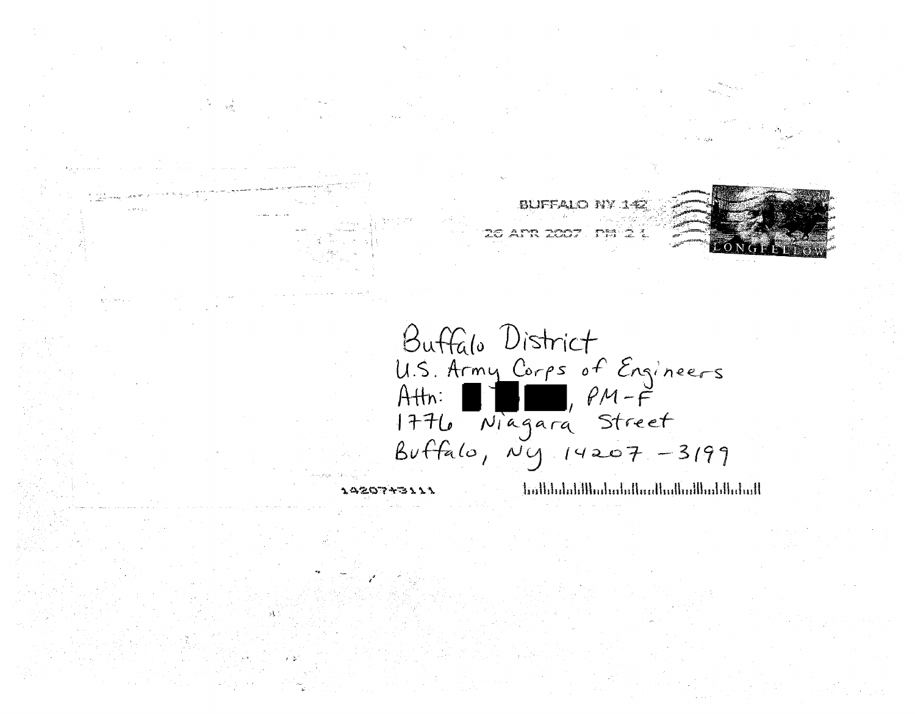BUFFALO NY 142

26 APR 2007 PM 2 L

LONGFELLOW

Buffalo District
U.S. Army Corps of Engineers
Attn: ███ ███ ███, PM-F
1776 Niagara Street
Buffalo, NY 14207-3199

14207+3111